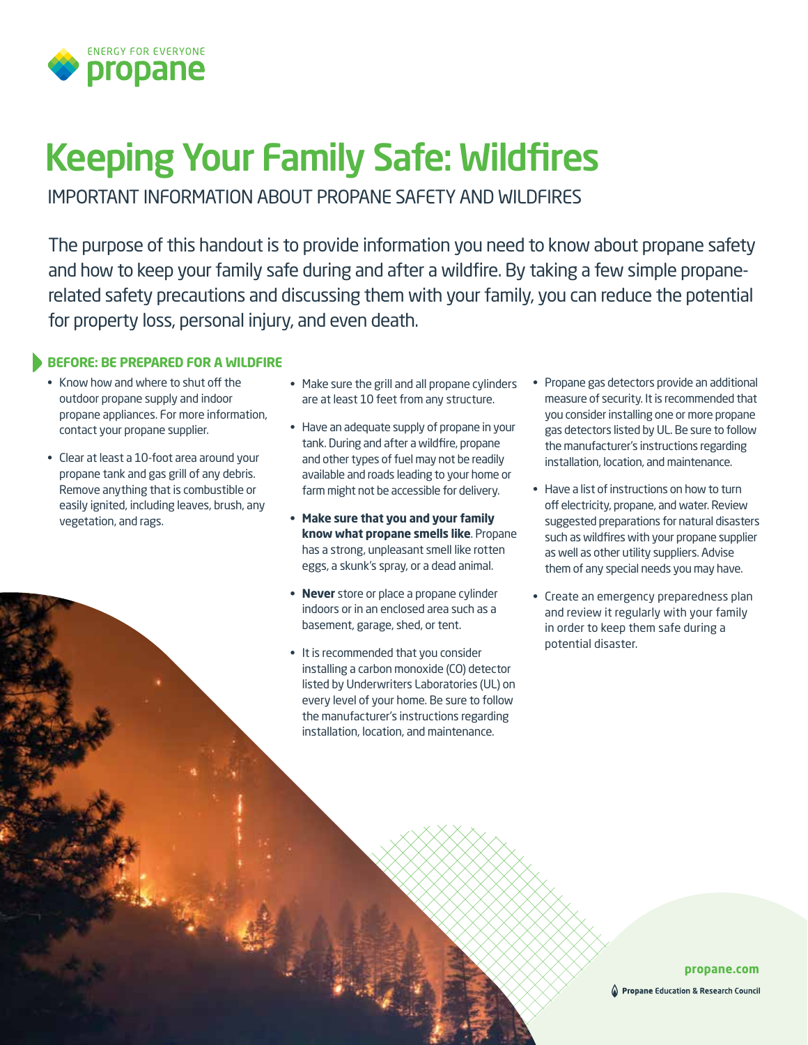ENERGY FOR EVERYONE
propane

# Keeping Your Family Safe: Wildfires

IMPORTANT INFORMATION ABOUT PROPANE SAFETY AND WILDFIRES

The purpose of this handout is to provide information you need to know about propane safety and how to keep your family safe during and after a wildfire. By taking a few simple propane-related safety precautions and discussing them with your family, you can reduce the potential for property loss, personal injury, and even death.

## BEFORE: BE PREPARED FOR A WILDFIRE

- Know how and where to shut off the outdoor propane supply and indoor propane appliances. For more information, contact your propane supplier.
- Clear at least a 10-foot area around your propane tank and gas grill of any debris. Remove anything that is combustible or easily ignited, including leaves, brush, any vegetation, and rags.
- Make sure the grill and all propane cylinders are at least 10 feet from any structure.
- Have an adequate supply of propane in your tank. During and after a wildfire, propane and other types of fuel may not be readily available and roads leading to your home or farm might not be accessible for delivery.
- **Make sure that you and your family know what propane smells like**. Propane has a strong, unpleasant smell like rotten eggs, a skunk's spray, or a dead animal.
- **Never** store or place a propane cylinder indoors or in an enclosed area such as a basement, garage, shed, or tent.
- It is recommended that you consider installing a carbon monoxide (CO) detector listed by Underwriters Laboratories (UL) on every level of your home. Be sure to follow the manufacturer's instructions regarding installation, location, and maintenance.
- Propane gas detectors provide an additional measure of security. It is recommended that you consider installing one or more propane gas detectors listed by UL. Be sure to follow the manufacturer's instructions regarding installation, location, and maintenance.
- Have a list of instructions on how to turn off electricity, propane, and water. Review suggested preparations for natural disasters such as wildfires with your propane supplier as well as other utility suppliers. Advise them of any special needs you may have.
- Create an emergency preparedness plan and review it regularly with your family in order to keep them safe during a potential disaster.

propane.com

Propane Education & Research Council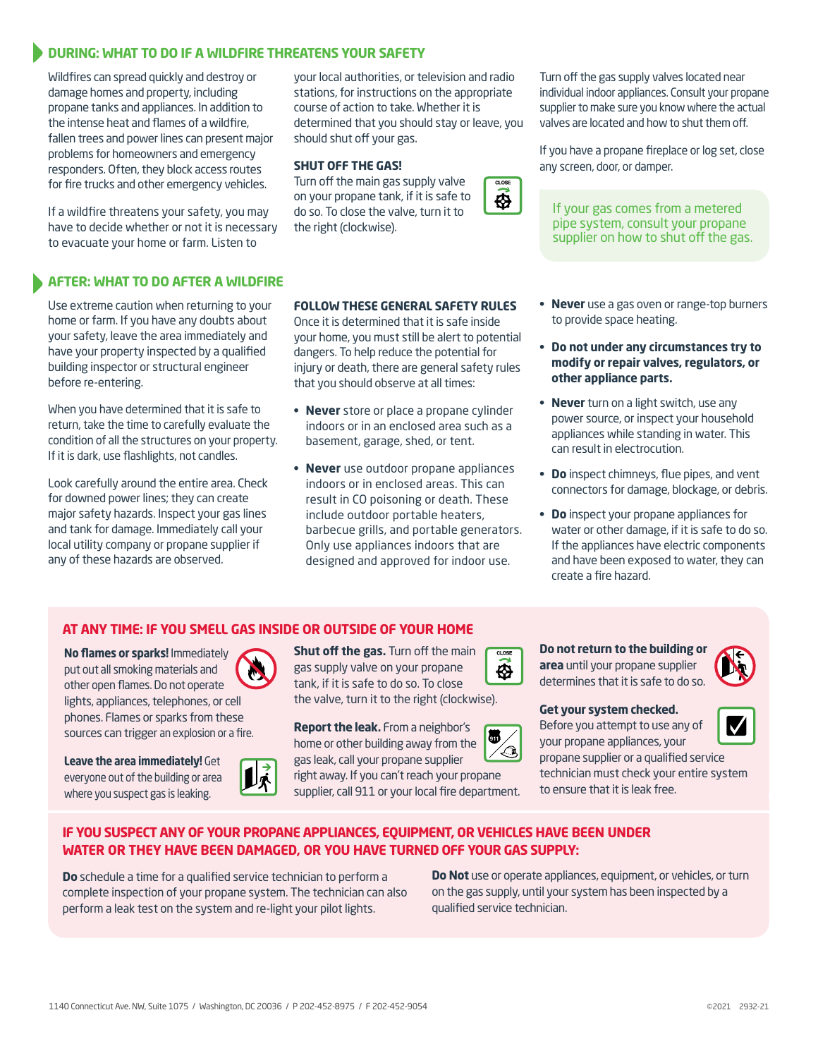## DURING: WHAT TO DO IF A WILDFIRE THREATENS YOUR SAFETY

Wildfires can spread quickly and destroy or damage homes and property, including propane tanks and appliances. In addition to the intense heat and flames of a wildfire, fallen trees and power lines can present major problems for homeowners and emergency responders. Often, they block access routes for fire trucks and other emergency vehicles.

If a wildfire threatens your safety, you may have to decide whether or not it is necessary to evacuate your home or farm. Listen to your local authorities, or television and radio stations, for instructions on the appropriate course of action to take. Whether it is determined that you should stay or leave, you should shut off your gas.

### SHUT OFF THE GAS!

Turn off the main gas supply valve on your propane tank, if it is safe to do so. To close the valve, turn it to the right (clockwise).

Turn off the gas supply valves located near individual indoor appliances. Consult your propane supplier to make sure you know where the actual valves are located and how to shut them off.

If you have a propane fireplace or log set, close any screen, door, or damper.

If your gas comes from a metered pipe system, consult your propane supplier on how to shut off the gas.

## AFTER: WHAT TO DO AFTER A WILDFIRE

Use extreme caution when returning to your home or farm. If you have any doubts about your safety, leave the area immediately and have your property inspected by a qualified building inspector or structural engineer before re-entering.

When you have determined that it is safe to return, take the time to carefully evaluate the condition of all the structures on your property. If it is dark, use flashlights, not candles.

Look carefully around the entire area. Check for downed power lines; they can create major safety hazards. Inspect your gas lines and tank for damage. Immediately call your local utility company or propane supplier if any of these hazards are observed.

### FOLLOW THESE GENERAL SAFETY RULES

Once it is determined that it is safe inside your home, you must still be alert to potential dangers. To help reduce the potential for injury or death, there are general safety rules that you should observe at all times:

- **Never** store or place a propane cylinder indoors or in an enclosed area such as a basement, garage, shed, or tent.
- **Never** use outdoor propane appliances indoors or in enclosed areas. This can result in CO poisoning or death. These include outdoor portable heaters, barbecue grills, and portable generators. Only use appliances indoors that are designed and approved for indoor use.
- **Never** use a gas oven or range-top burners to provide space heating.
- **Do not under any circumstances try to modify or repair valves, regulators, or other appliance parts.**
- **Never** turn on a light switch, use any power source, or inspect your household appliances while standing in water. This can result in electrocution.
- **Do** inspect chimneys, flue pipes, and vent connectors for damage, blockage, or debris.
- **Do** inspect your propane appliances for water or other damage, if it is safe to do so. If the appliances have electric components and have been exposed to water, they can create a fire hazard.

## AT ANY TIME: IF YOU SMELL GAS INSIDE OR OUTSIDE OF YOUR HOME

**No flames or sparks!** Immediately put out all smoking materials and other open flames. Do not operate lights, appliances, telephones, or cell phones. Flames or sparks from these sources can trigger an explosion or a fire.

**Leave the area immediately!** Get everyone out of the building or area where you suspect gas is leaking.

**Shut off the gas.** Turn off the main gas supply valve on your propane tank, if it is safe to do so. To close the valve, turn it to the right (clockwise).

**Report the leak.** From a neighbor's home or other building away from the gas leak, call your propane supplier right away. If you can't reach your propane supplier, call 911 or your local fire department.

**Do not return to the building or area** until your propane supplier determines that it is safe to do so.

**Get your system checked.** Before you attempt to use any of your propane appliances, your propane supplier or a qualified service technician must check your entire system to ensure that it is leak free.

## IF YOU SUSPECT ANY OF YOUR PROPANE APPLIANCES, EQUIPMENT, OR VEHICLES HAVE BEEN UNDER WATER OR THEY HAVE BEEN DAMAGED, OR YOU HAVE TURNED OFF YOUR GAS SUPPLY:

**Do** schedule a time for a qualified service technician to perform a complete inspection of your propane system. The technician can also perform a leak test on the system and re-light your pilot lights.

**Do Not** use or operate appliances, equipment, or vehicles, or turn on the gas supply, until your system has been inspected by a qualified service technician.

1140 Connecticut Ave. NW, Suite 1075 / Washington, DC 20036 / P 202-452-8975 / F 202-452-9054

©2021 2932-21